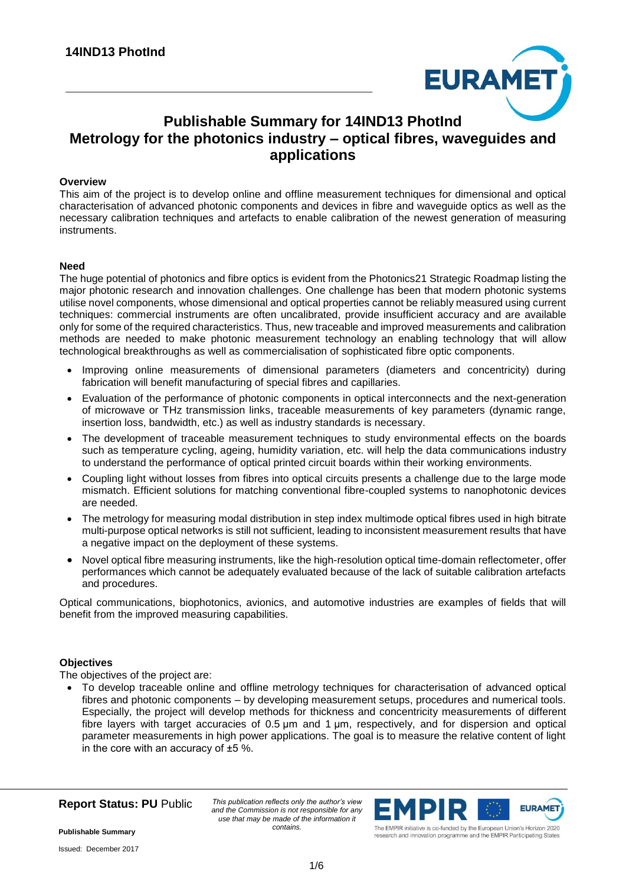# Publishable Summary for 14IND13 PhotInd
# Metrology for the photonics industry – optical fibres, waveguides and applications

### Overview

This aim of the project is to develop online and offline measurement techniques for dimensional and optical characterisation of advanced photonic components and devices in fibre and waveguide optics as well as the necessary calibration techniques and artefacts to enable calibration of the newest generation of measuring instruments.

### Need

The huge potential of photonics and fibre optics is evident from the Photonics21 Strategic Roadmap listing the major photonic research and innovation challenges. One challenge has been that modern photonic systems utilise novel components, whose dimensional and optical properties cannot be reliably measured using current techniques: commercial instruments are often uncalibrated, provide insufficient accuracy and are available only for some of the required characteristics. Thus, new traceable and improved measurements and calibration methods are needed to make photonic measurement technology an enabling technology that will allow technological breakthroughs as well as commercialisation of sophisticated fibre optic components.

- Improving online measurements of dimensional parameters (diameters and concentricity) during fabrication will benefit manufacturing of special fibres and capillaries.
- Evaluation of the performance of photonic components in optical interconnects and the next-generation of microwave or THz transmission links, traceable measurements of key parameters (dynamic range, insertion loss, bandwidth, etc.) as well as industry standards is necessary.
- The development of traceable measurement techniques to study environmental effects on the boards such as temperature cycling, ageing, humidity variation, etc. will help the data communications industry to understand the performance of optical printed circuit boards within their working environments.
- Coupling light without losses from fibres into optical circuits presents a challenge due to the large mode mismatch. Efficient solutions for matching conventional fibre-coupled systems to nanophotonic devices are needed.
- The metrology for measuring modal distribution in step index multimode optical fibres used in high bitrate multi-purpose optical networks is still not sufficient, leading to inconsistent measurement results that have a negative impact on the deployment of these systems.
- Novel optical fibre measuring instruments, like the high-resolution optical time-domain reflectometer, offer performances which cannot be adequately evaluated because of the lack of suitable calibration artefacts and procedures.

Optical communications, biophotonics, avionics, and automotive industries are examples of fields that will benefit from the improved measuring capabilities.

### Objectives

The objectives of the project are:

- To develop traceable online and offline metrology techniques for characterisation of advanced optical fibres and photonic components – by developing measurement setups, procedures and numerical tools. Especially, the project will develop methods for thickness and concentricity measurements of different fibre layers with target accuracies of 0.5 µm and 1 µm, respectively, and for dispersion and optical parameter measurements in high power applications. The goal is to measure the relative content of light in the core with an accuracy of ±5 %.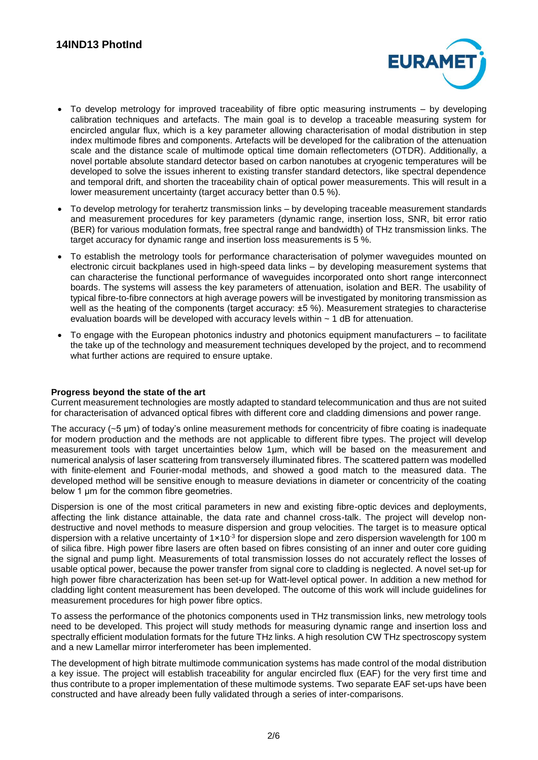- To develop metrology for improved traceability of fibre optic measuring instruments – by developing calibration techniques and artefacts. The main goal is to develop a traceable measuring system for encircled angular flux, which is a key parameter allowing characterisation of modal distribution in step index multimode fibres and components. Artefacts will be developed for the calibration of the attenuation scale and the distance scale of multimode optical time domain reflectometers (OTDR). Additionally, a novel portable absolute standard detector based on carbon nanotubes at cryogenic temperatures will be developed to solve the issues inherent to existing transfer standard detectors, like spectral dependence and temporal drift, and shorten the traceability chain of optical power measurements. This will result in a lower measurement uncertainty (target accuracy better than 0.5 %).
- To develop metrology for terahertz transmission links – by developing traceable measurement standards and measurement procedures for key parameters (dynamic range, insertion loss, SNR, bit error ratio (BER) for various modulation formats, free spectral range and bandwidth) of THz transmission links. The target accuracy for dynamic range and insertion loss measurements is 5 %.
- To establish the metrology tools for performance characterisation of polymer waveguides mounted on electronic circuit backplanes used in high-speed data links – by developing measurement systems that can characterise the functional performance of waveguides incorporated onto short range interconnect boards. The systems will assess the key parameters of attenuation, isolation and BER. The usability of typical fibre-to-fibre connectors at high average powers will be investigated by monitoring transmission as well as the heating of the components (target accuracy: ±5 %). Measurement strategies to characterise evaluation boards will be developed with accuracy levels within ~ 1 dB for attenuation.
- To engage with the European photonics industry and photonics equipment manufacturers – to facilitate the take up of the technology and measurement techniques developed by the project, and to recommend what further actions are required to ensure uptake.

**Progress beyond the state of the art**

Current measurement technologies are mostly adapted to standard telecommunication and thus are not suited for characterisation of advanced optical fibres with different core and cladding dimensions and power range.

The accuracy (~5 µm) of today's online measurement methods for concentricity of fibre coating is inadequate for modern production and the methods are not applicable to different fibre types. The project will develop measurement tools with target uncertainties below 1µm, which will be based on the measurement and numerical analysis of laser scattering from transversely illuminated fibres. The scattered pattern was modelled with finite-element and Fourier-modal methods, and showed a good match to the measured data. The developed method will be sensitive enough to measure deviations in diameter or concentricity of the coating below 1 µm for the common fibre geometries.

Dispersion is one of the most critical parameters in new and existing fibre-optic devices and deployments, affecting the link distance attainable, the data rate and channel cross-talk. The project will develop non-destructive and novel methods to measure dispersion and group velocities. The target is to measure optical dispersion with a relative uncertainty of $1 \times 10^{-3}$ for dispersion slope and zero dispersion wavelength for 100 m of silica fibre. High power fibre lasers are often based on fibres consisting of an inner and outer core guiding the signal and pump light. Measurements of total transmission losses do not accurately reflect the losses of usable optical power, because the power transfer from signal core to cladding is neglected. A novel set-up for high power fibre characterization has been set-up for Watt-level optical power. In addition a new method for cladding light content measurement has been developed. The outcome of this work will include guidelines for measurement procedures for high power fibre optics.

To assess the performance of the photonics components used in THz transmission links, new metrology tools need to be developed. This project will study methods for measuring dynamic range and insertion loss and spectrally efficient modulation formats for the future THz links. A high resolution CW THz spectroscopy system and a new Lamellar mirror interferometer has been implemented.

The development of high bitrate multimode communication systems has made control of the modal distribution a key issue. The project will establish traceability for angular encircled flux (EAF) for the very first time and thus contribute to a proper implementation of these multimode systems. Two separate EAF set-ups have been constructed and have already been fully validated through a series of inter-comparisons.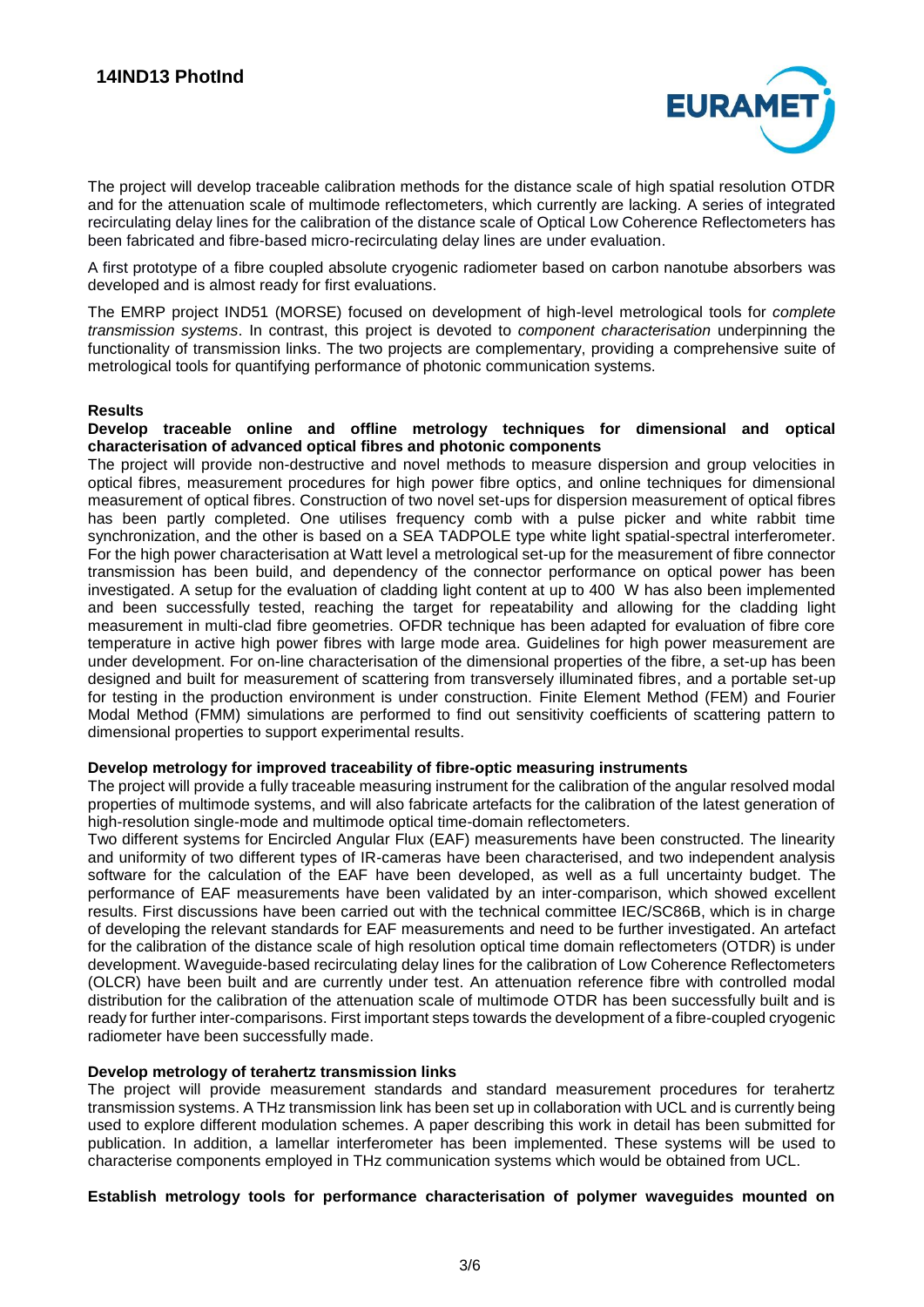The project will develop traceable calibration methods for the distance scale of high spatial resolution OTDR and for the attenuation scale of multimode reflectometers, which currently are lacking. A series of integrated recirculating delay lines for the calibration of the distance scale of Optical Low Coherence Reflectometers has been fabricated and fibre-based micro-recirculating delay lines are under evaluation.

A first prototype of a fibre coupled absolute cryogenic radiometer based on carbon nanotube absorbers was developed and is almost ready for first evaluations.

The EMRP project IND51 (MORSE) focused on development of high-level metrological tools for *complete transmission systems*. In contrast, this project is devoted to *component characterisation* underpinning the functionality of transmission links. The two projects are complementary, providing a comprehensive suite of metrological tools for quantifying performance of photonic communication systems.

## Results

### Develop traceable online and offline metrology techniques for dimensional and optical characterisation of advanced optical fibres and photonic components

The project will provide non-destructive and novel methods to measure dispersion and group velocities in optical fibres, measurement procedures for high power fibre optics, and online techniques for dimensional measurement of optical fibres. Construction of two novel set-ups for dispersion measurement of optical fibres has been partly completed. One utilises frequency comb with a pulse picker and white rabbit time synchronization, and the other is based on a SEA TADPOLE type white light spatial-spectral interferometer. For the high power characterisation at Watt level a metrological set-up for the measurement of fibre connector transmission has been build, and dependency of the connector performance on optical power has been investigated. A setup for the evaluation of cladding light content at up to 400 W has also been implemented and been successfully tested, reaching the target for repeatability and allowing for the cladding light measurement in multi-clad fibre geometries. OFDR technique has been adapted for evaluation of fibre core temperature in active high power fibres with large mode area. Guidelines for high power measurement are under development. For on-line characterisation of the dimensional properties of the fibre, a set-up has been designed and built for measurement of scattering from transversely illuminated fibres, and a portable set-up for testing in the production environment is under construction. Finite Element Method (FEM) and Fourier Modal Method (FMM) simulations are performed to find out sensitivity coefficients of scattering pattern to dimensional properties to support experimental results.

### Develop metrology for improved traceability of fibre-optic measuring instruments

The project will provide a fully traceable measuring instrument for the calibration of the angular resolved modal properties of multimode systems, and will also fabricate artefacts for the calibration of the latest generation of high-resolution single-mode and multimode optical time-domain reflectometers.

Two different systems for Encircled Angular Flux (EAF) measurements have been constructed. The linearity and uniformity of two different types of IR-cameras have been characterised, and two independent analysis software for the calculation of the EAF have been developed, as well as a full uncertainty budget. The performance of EAF measurements have been validated by an inter-comparison, which showed excellent results. First discussions have been carried out with the technical committee IEC/SC86B, which is in charge of developing the relevant standards for EAF measurements and need to be further investigated. An artefact for the calibration of the distance scale of high resolution optical time domain reflectometers (OTDR) is under development. Waveguide-based recirculating delay lines for the calibration of Low Coherence Reflectometers (OLCR) have been built and are currently under test. An attenuation reference fibre with controlled modal distribution for the calibration of the attenuation scale of multimode OTDR has been successfully built and is ready for further inter-comparisons. First important steps towards the development of a fibre-coupled cryogenic radiometer have been successfully made.

### Develop metrology of terahertz transmission links

The project will provide measurement standards and standard measurement procedures for terahertz transmission systems. A THz transmission link has been set up in collaboration with UCL and is currently being used to explore different modulation schemes. A paper describing this work in detail has been submitted for publication. In addition, a lamellar interferometer has been implemented. These systems will be used to characterise components employed in THz communication systems which would be obtained from UCL.

### Establish metrology tools for performance characterisation of polymer waveguides mounted on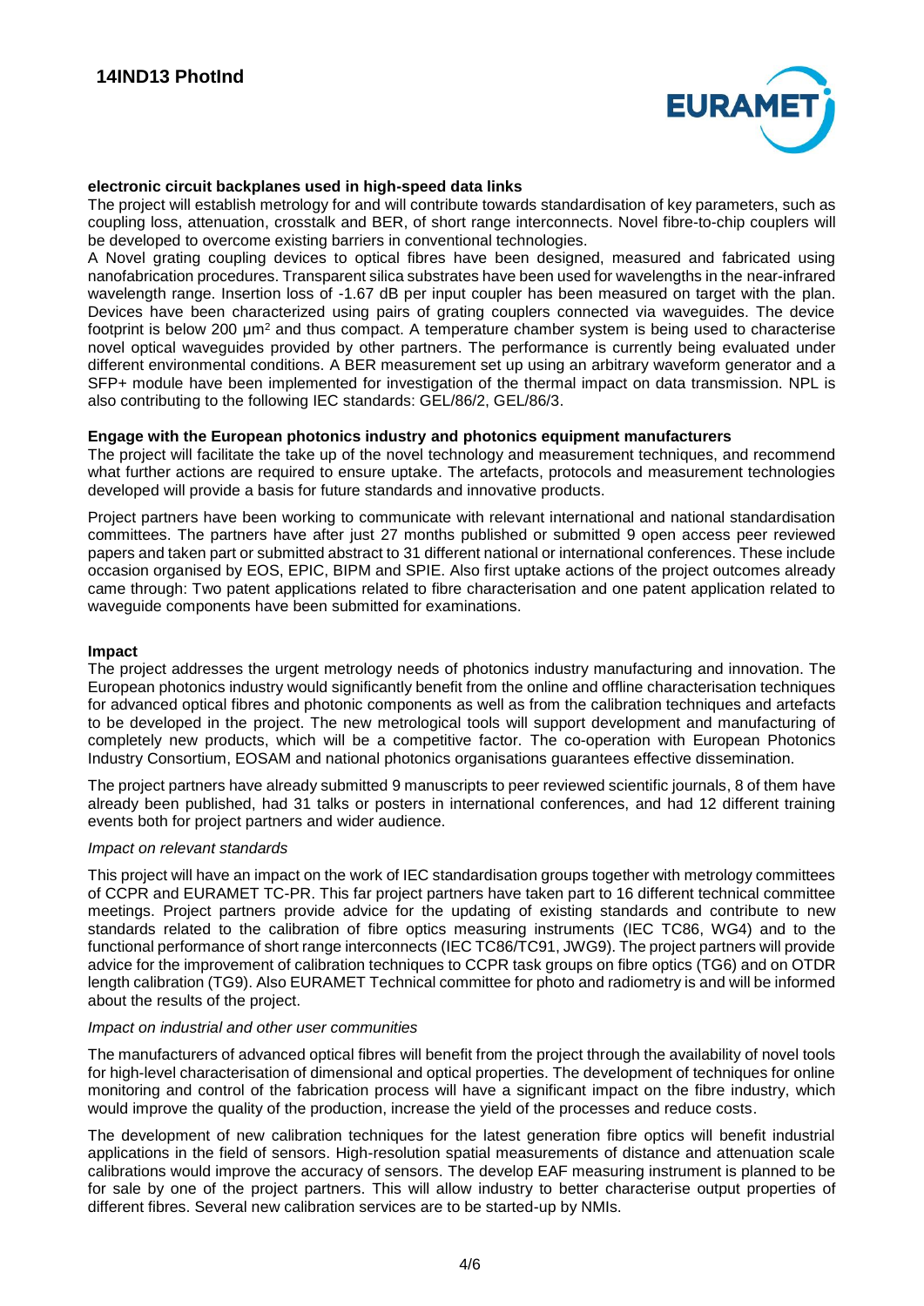**electronic circuit backplanes used in high-speed data links**

The project will establish metrology for and will contribute towards standardisation of key parameters, such as coupling loss, attenuation, crosstalk and BER, of short range interconnects. Novel fibre-to-chip couplers will be developed to overcome existing barriers in conventional technologies.

A Novel grating coupling devices to optical fibres have been designed, measured and fabricated using nanofabrication procedures. Transparent silica substrates have been used for wavelengths in the near-infrared wavelength range. Insertion loss of -1.67 dB per input coupler has been measured on target with the plan. Devices have been characterized using pairs of grating couplers connected via waveguides. The device footprint is below 200 µm$^2$ and thus compact. A temperature chamber system is being used to characterise novel optical waveguides provided by other partners. The performance is currently being evaluated under different environmental conditions. A BER measurement set up using an arbitrary waveform generator and a SFP+ module have been implemented for investigation of the thermal impact on data transmission. NPL is also contributing to the following IEC standards: GEL/86/2, GEL/86/3.

**Engage with the European photonics industry and photonics equipment manufacturers**

The project will facilitate the take up of the novel technology and measurement techniques, and recommend what further actions are required to ensure uptake. The artefacts, protocols and measurement technologies developed will provide a basis for future standards and innovative products.

Project partners have been working to communicate with relevant international and national standardisation committees. The partners have after just 27 months published or submitted 9 open access peer reviewed papers and taken part or submitted abstract to 31 different national or international conferences. These include occasion organised by EOS, EPIC, BIPM and SPIE. Also first uptake actions of the project outcomes already came through: Two patent applications related to fibre characterisation and one patent application related to waveguide components have been submitted for examinations.

**Impact**

The project addresses the urgent metrology needs of photonics industry manufacturing and innovation. The European photonics industry would significantly benefit from the online and offline characterisation techniques for advanced optical fibres and photonic components as well as from the calibration techniques and artefacts to be developed in the project. The new metrological tools will support development and manufacturing of completely new products, which will be a competitive factor. The co-operation with European Photonics Industry Consortium, EOSAM and national photonics organisations guarantees effective dissemination.

The project partners have already submitted 9 manuscripts to peer reviewed scientific journals, 8 of them have already been published, had 31 talks or posters in international conferences, and had 12 different training events both for project partners and wider audience.

*Impact on relevant standards*

This project will have an impact on the work of IEC standardisation groups together with metrology committees of CCPR and EURAMET TC-PR. This far project partners have taken part to 16 different technical committee meetings. Project partners provide advice for the updating of existing standards and contribute to new standards related to the calibration of fibre optics measuring instruments (IEC TC86, WG4) and to the functional performance of short range interconnects (IEC TC86/TC91, JWG9). The project partners will provide advice for the improvement of calibration techniques to CCPR task groups on fibre optics (TG6) and on OTDR length calibration (TG9). Also EURAMET Technical committee for photo and radiometry is and will be informed about the results of the project.

*Impact on industrial and other user communities*

The manufacturers of advanced optical fibres will benefit from the project through the availability of novel tools for high-level characterisation of dimensional and optical properties. The development of techniques for online monitoring and control of the fabrication process will have a significant impact on the fibre industry, which would improve the quality of the production, increase the yield of the processes and reduce costs.

The development of new calibration techniques for the latest generation fibre optics will benefit industrial applications in the field of sensors. High-resolution spatial measurements of distance and attenuation scale calibrations would improve the accuracy of sensors. The develop EAF measuring instrument is planned to be for sale by one of the project partners. This will allow industry to better characterise output properties of different fibres. Several new calibration services are to be started-up by NMIs.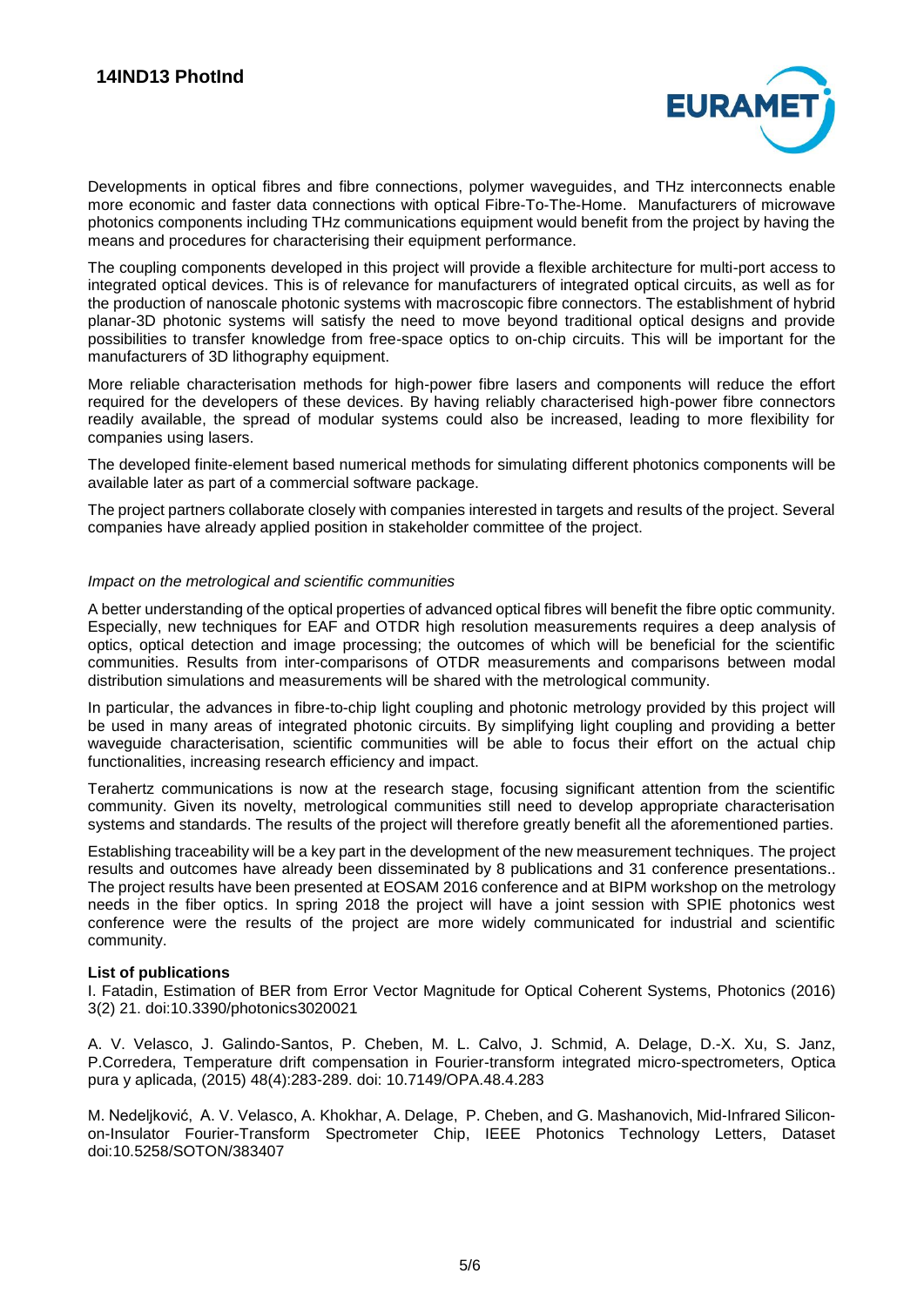Developments in optical fibres and fibre connections, polymer waveguides, and THz interconnects enable more economic and faster data connections with optical Fibre-To-The-Home. Manufacturers of microwave photonics components including THz communications equipment would benefit from the project by having the means and procedures for characterising their equipment performance.

The coupling components developed in this project will provide a flexible architecture for multi-port access to integrated optical devices. This is of relevance for manufacturers of integrated optical circuits, as well as for the production of nanoscale photonic systems with macroscopic fibre connectors. The establishment of hybrid planar-3D photonic systems will satisfy the need to move beyond traditional optical designs and provide possibilities to transfer knowledge from free-space optics to on-chip circuits. This will be important for the manufacturers of 3D lithography equipment.

More reliable characterisation methods for high-power fibre lasers and components will reduce the effort required for the developers of these devices. By having reliably characterised high-power fibre connectors readily available, the spread of modular systems could also be increased, leading to more flexibility for companies using lasers.

The developed finite-element based numerical methods for simulating different photonics components will be available later as part of a commercial software package.

The project partners collaborate closely with companies interested in targets and results of the project. Several companies have already applied position in stakeholder committee of the project.

*Impact on the metrological and scientific communities*

A better understanding of the optical properties of advanced optical fibres will benefit the fibre optic community. Especially, new techniques for EAF and OTDR high resolution measurements requires a deep analysis of optics, optical detection and image processing; the outcomes of which will be beneficial for the scientific communities. Results from inter-comparisons of OTDR measurements and comparisons between modal distribution simulations and measurements will be shared with the metrological community.

In particular, the advances in fibre-to-chip light coupling and photonic metrology provided by this project will be used in many areas of integrated photonic circuits. By simplifying light coupling and providing a better waveguide characterisation, scientific communities will be able to focus their effort on the actual chip functionalities, increasing research efficiency and impact.

Terahertz communications is now at the research stage, focusing significant attention from the scientific community. Given its novelty, metrological communities still need to develop appropriate characterisation systems and standards. The results of the project will therefore greatly benefit all the aforementioned parties.

Establishing traceability will be a key part in the development of the new measurement techniques. The project results and outcomes have already been disseminated by 8 publications and 31 conference presentations.. The project results have been presented at EOSAM 2016 conference and at BIPM workshop on the metrology needs in the fiber optics. In spring 2018 the project will have a joint session with SPIE photonics west conference were the results of the project are more widely communicated for industrial and scientific community.

**List of publications**

I. Fatadin, Estimation of BER from Error Vector Magnitude for Optical Coherent Systems, Photonics (2016) 3(2) 21. doi:10.3390/photonics3020021

A. V. Velasco, J. Galindo-Santos, P. Cheben, M. L. Calvo, J. Schmid, A. Delage, D.-X. Xu, S. Janz, P.Corredera, Temperature drift compensation in Fourier-transform integrated micro-spectrometers, Optica pura y aplicada, (2015) 48(4):283-289. doi: 10.7149/OPA.48.4.283

M. Nedeljković, A. V. Velasco, A. Khokhar, A. Delage, P. Cheben, and G. Mashanovich, Mid-Infrared Silicon-on-Insulator Fourier-Transform Spectrometer Chip, IEEE Photonics Technology Letters, Dataset doi:10.5258/SOTON/383407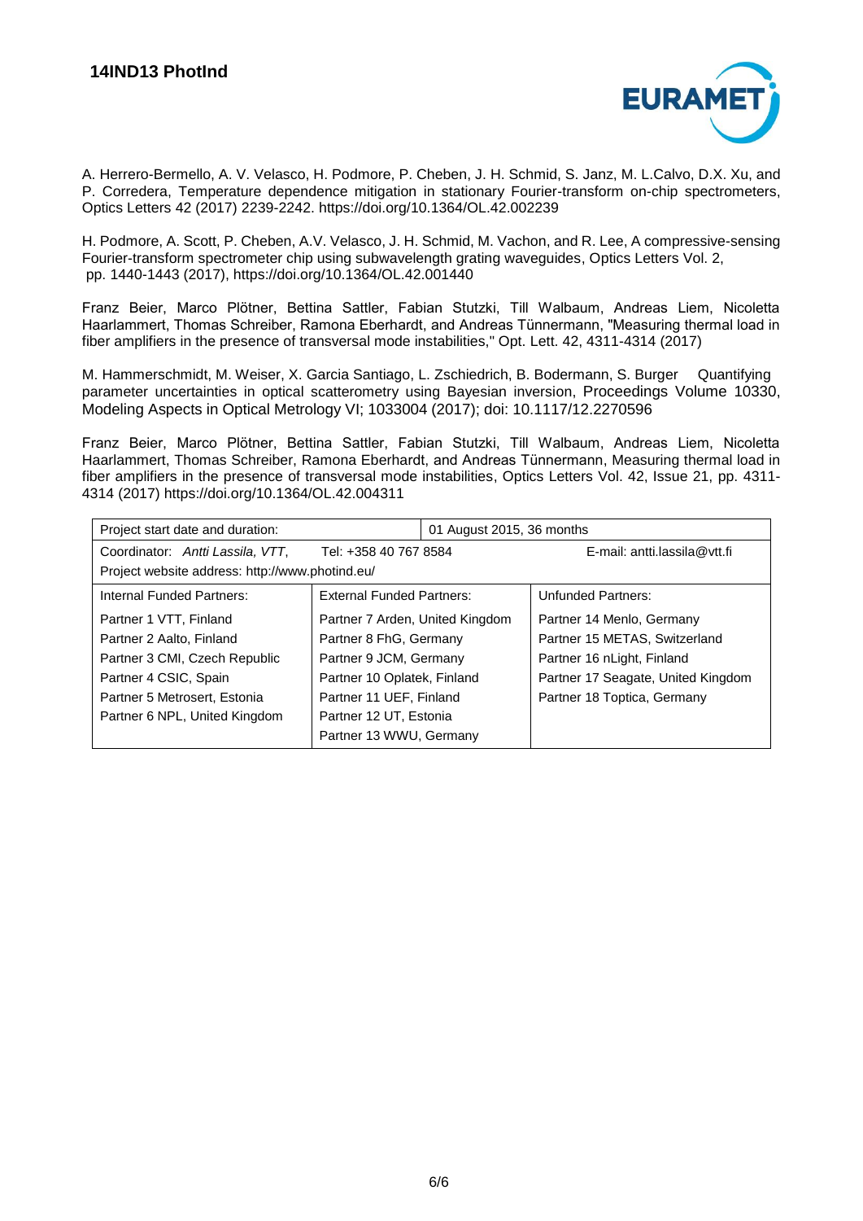A. Herrero-Bermello, A. V. Velasco, H. Podmore, P. Cheben, J. H. Schmid, S. Janz, M. L.Calvo, D.X. Xu, and P. Corredera, Temperature dependence mitigation in stationary Fourier-transform on-chip spectrometers, Optics Letters 42 (2017) 2239-2242. https://doi.org/10.1364/OL.42.002239

H. Podmore, A. Scott, P. Cheben, A.V. Velasco, J. H. Schmid, M. Vachon, and R. Lee, A compressive-sensing Fourier-transform spectrometer chip using subwavelength grating waveguides, Optics Letters Vol. 2, pp. 1440-1443 (2017), https://doi.org/10.1364/OL.42.001440

Franz Beier, Marco Plötner, Bettina Sattler, Fabian Stutzki, Till Walbaum, Andreas Liem, Nicoletta Haarlammert, Thomas Schreiber, Ramona Eberhardt, and Andreas Tünnermann, "Measuring thermal load in fiber amplifiers in the presence of transversal mode instabilities," Opt. Lett. 42, 4311-4314 (2017)

M. Hammerschmidt, M. Weiser, X. Garcia Santiago, L. Zschiedrich, B. Bodermann, S. Burger Quantifying parameter uncertainties in optical scatterometry using Bayesian inversion, Proceedings Volume 10330, Modeling Aspects in Optical Metrology VI; 1033004 (2017); doi: 10.1117/12.2270596

Franz Beier, Marco Plötner, Bettina Sattler, Fabian Stutzki, Till Walbaum, Andreas Liem, Nicoletta Haarlammert, Thomas Schreiber, Ramona Eberhardt, and Andreas Tünnermann, Measuring thermal load in fiber amplifiers in the presence of transversal mode instabilities, Optics Letters Vol. 42, Issue 21, pp. 4311-4314 (2017) https://doi.org/10.1364/OL.42.004311

| | | |
|---|---|---|
| Project start date and duration: | 01 August 2015, 36 months | |
| Coordinator: *Antti Lassila, VTT*, | Tel: +358 40 767 8584 | E-mail: antti.lassila@vtt.fi |
| Project website address: http://www.photind.eu/ | | |
| Internal Funded Partners: | External Funded Partners: | Unfunded Partners: |
| Partner 1 VTT, Finland | Partner 7 Arden, United Kingdom | Partner 14 Menlo, Germany |
| Partner 2 Aalto, Finland | Partner 8 FhG, Germany | Partner 15 METAS, Switzerland |
| Partner 3 CMI, Czech Republic | Partner 9 JCM, Germany | Partner 16 nLight, Finland |
| Partner 4 CSIC, Spain | Partner 10 Oplatek, Finland | Partner 17 Seagate, United Kingdom |
| Partner 5 Metrosert, Estonia | Partner 11 UEF, Finland | Partner 18 Toptica, Germany |
| Partner 6 NPL, United Kingdom | Partner 12 UT, Estonia | |
| | Partner 13 WWU, Germany | |